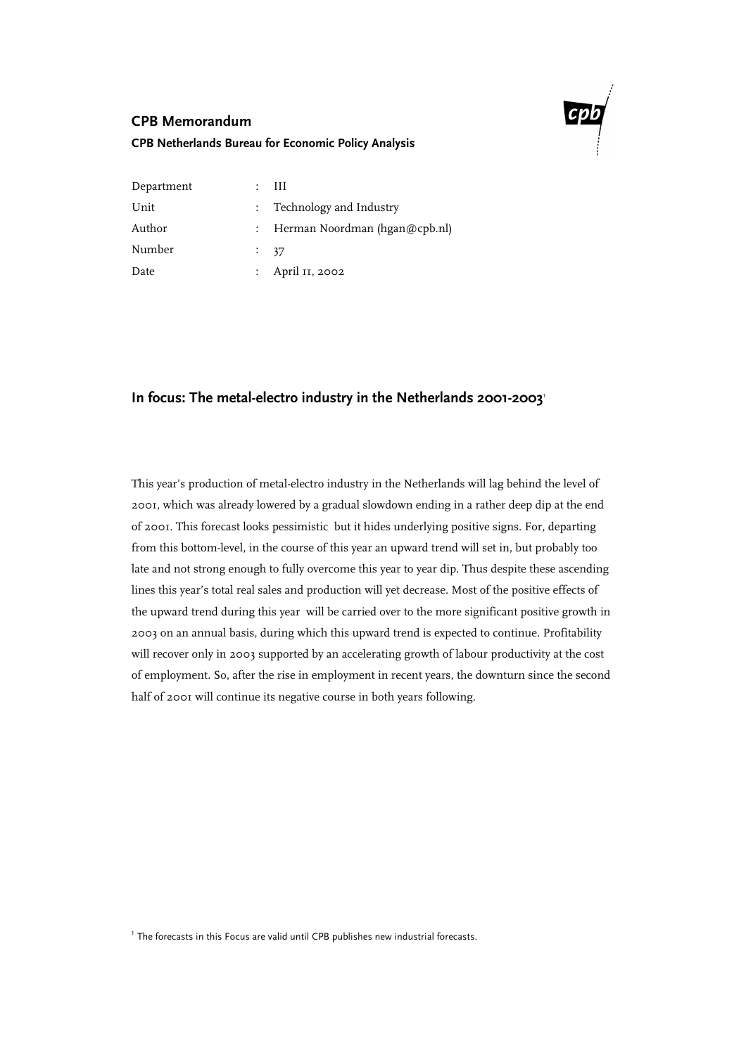**CPB Memorandum**

**CPB Netherlands Bureau for Economic Policy Analysis**

| | | |
|---|---|---|
| Department | : | III |
| Unit | : | Technology and Industry |
| Author | : | Herman Noordman (hgan@cpb.nl) |
| Number | : | 37 |
| Date | : | April 11, 2002 |

## In focus: The metal-electro industry in the Netherlands 2001-2003[1]

This year's production of metal-electro industry in the Netherlands will lag behind the level of 2001, which was already lowered by a gradual slowdown ending in a rather deep dip at the end of 2001. This forecast looks pessimistic but it hides underlying positive signs. For, departing from this bottom-level, in the course of this year an upward trend will set in, but probably too late and not strong enough to fully overcome this year to year dip. Thus despite these ascending lines this year's total real sales and production will yet decrease. Most of the positive effects of the upward trend during this year will be carried over to the more significant positive growth in 2003 on an annual basis, during which this upward trend is expected to continue. Profitability will recover only in 2003 supported by an accelerating growth of labour productivity at the cost of employment. So, after the rise in employment in recent years, the downturn since the second half of 2001 will continue its negative course in both years following.

[1] The forecasts in this Focus are valid until CPB publishes new industrial forecasts.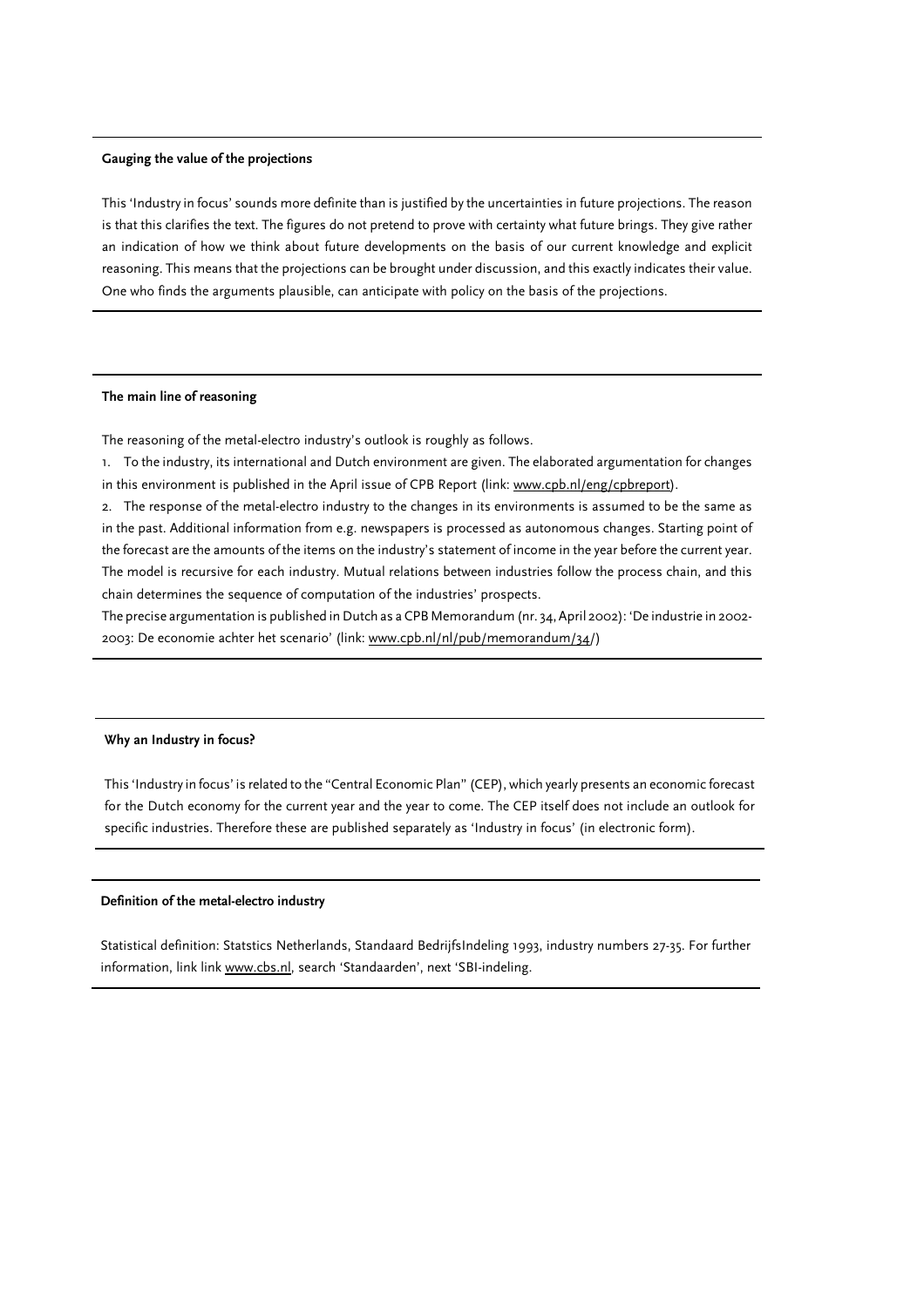**Gauging the value of the projections**

This 'Industry in focus' sounds more definite than is justified by the uncertainties in future projections. The reason is that this clarifies the text. The figures do not pretend to prove with certainty what future brings. They give rather an indication of how we think about future developments on the basis of our current knowledge and explicit reasoning. This means that the projections can be brought under discussion, and this exactly indicates their value. One who finds the arguments plausible, can anticipate with policy on the basis of the projections.

**The main line of reasoning**

The reasoning of the metal-electro industry's outlook is roughly as follows.

1. To the industry, its international and Dutch environment are given. The elaborated argumentation for changes in this environment is published in the April issue of CPB Report (link: www.cpb.nl/eng/cpbreport).
2. The response of the metal-electro industry to the changes in its environments is assumed to be the same as in the past. Additional information from e.g. newspapers is processed as autonomous changes. Starting point of the forecast are the amounts of the items on the industry's statement of income in the year before the current year. The model is recursive for each industry. Mutual relations between industries follow the process chain, and this chain determines the sequence of computation of the industries' prospects.

The precise argumentation is published in Dutch as a CPB Memorandum (nr. 34, April 2002): 'De industrie in 2002-2003: De economie achter het scenario' (link: www.cpb.nl/nl/pub/memorandum/34/)

**Why an Industry in focus?**

This 'Industry in focus' is related to the "Central Economic Plan" (CEP), which yearly presents an economic forecast for the Dutch economy for the current year and the year to come. The CEP itself does not include an outlook for specific industries. Therefore these are published separately as 'Industry in focus' (in electronic form).

**Definition of the metal-electro industry**

Statistical definition: Statstics Netherlands, Standaard BedrijfsIndeling 1993, industry numbers 27-35. For further information, link link www.cbs.nl, search 'Standaarden', next 'SBI-indeling.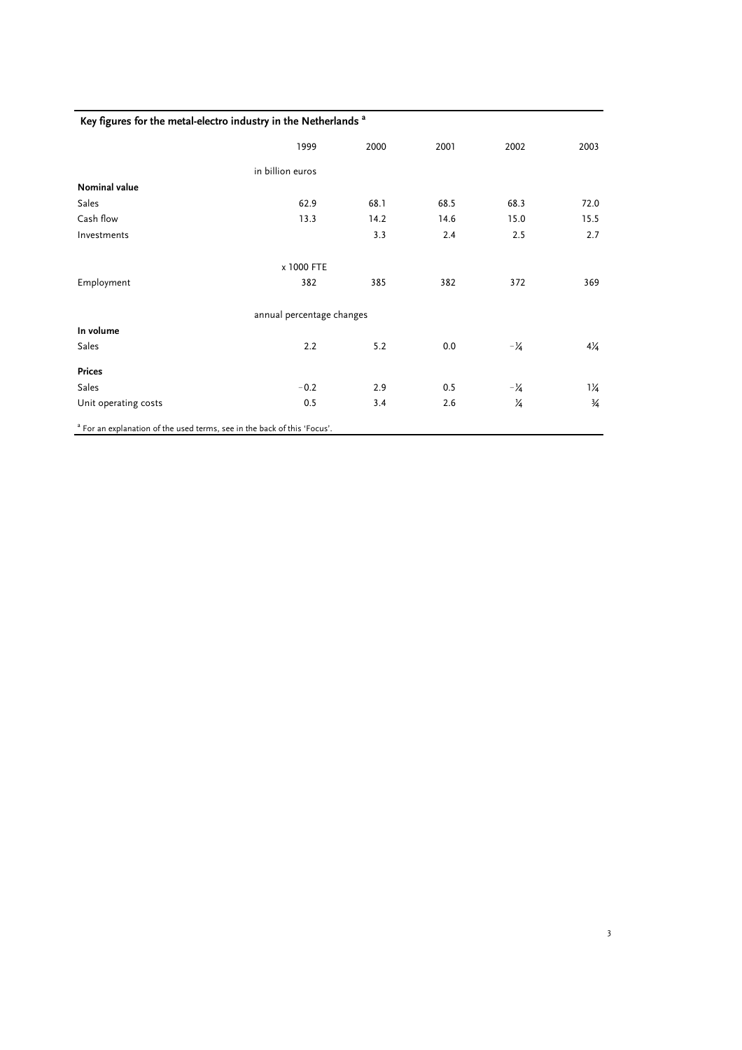## Key figures for the metal-electro industry in the Netherlands [a]

| | 1999 | 2000 | 2001 | 2002 | 2003 |
|---|---|---|---|---|---|
| | in billion euros | | | | |
| **Nominal value** | | | | | |
| Sales | 62.9 | 68.1 | 68.5 | 68.3 | 72.0 |
| Cash flow | 13.3 | 14.2 | 14.6 | 15.0 | 15.5 |
| Investments | | 3.3 | 2.4 | 2.5 | 2.7 |
| | x 1000 FTE | | | | |
| Employment | 382 | 385 | 382 | 372 | 369 |
| | annual percentage changes | | | | |
| **In volume** | | | | | |
| Sales | 2.2 | 5.2 | 0.0 | −¼ | 4¼ |
| **Prices** | | | | | |
| Sales | −0.2 | 2.9 | 0.5 | −¼ | 1¼ |
| Unit operating costs | 0.5 | 3.4 | 2.6 | ¼ | ¾ |

[a] For an explanation of the used terms, see in the back of this 'Focus'.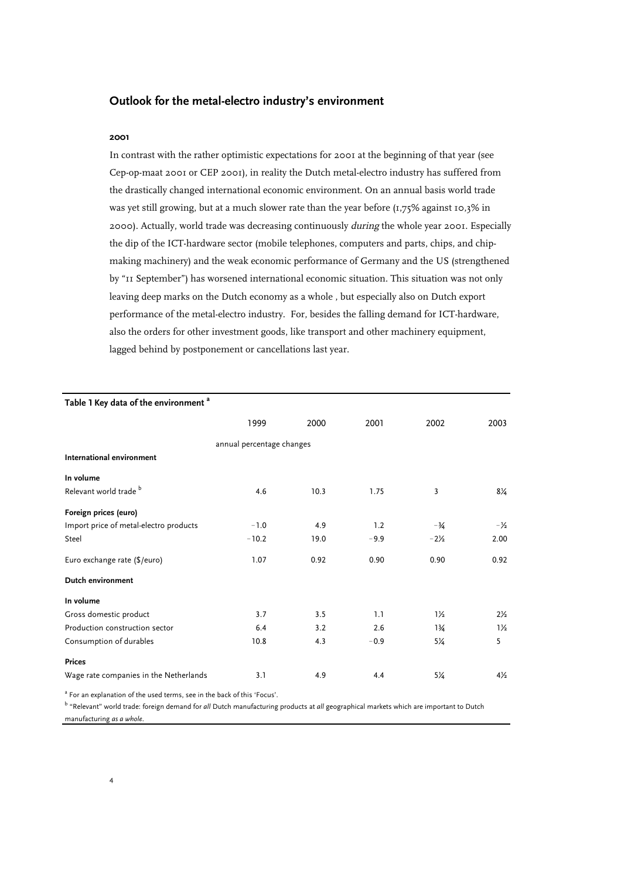## Outlook for the metal-electro industry's environment

### 2001

In contrast with the rather optimistic expectations for 2001 at the beginning of that year (see Cep-op-maat 2001 or CEP 2001), in reality the Dutch metal-electro industry has suffered from the drastically changed international economic environment. On an annual basis world trade was yet still growing, but at a much slower rate than the year before (1,75% against 10,3% in 2000). Actually, world trade was decreasing continuously *during* the whole year 2001. Especially the dip of the ICT-hardware sector (mobile telephones, computers and parts, chips, and chip-making machinery) and the weak economic performance of Germany and the US (strengthened by "11 September") has worsened international economic situation. This situation was not only leaving deep marks on the Dutch economy as a whole , but especially also on Dutch export performance of the metal-electro industry. For, besides the falling demand for ICT-hardware, also the orders for other investment goods, like transport and other machinery equipment, lagged behind by postponement or cancellations last year.

**Table 1 Key data of the environment** [a]

| | 1999 | 2000 | 2001 | 2002 | 2003 |
|---|---|---|---|---|---|
| | annual percentage changes | | | | |
| **International environment** | | | | | |
| **In volume** | | | | | |
| Relevant world trade [b] | 4.6 | 10.3 | 1.75 | 3 | 8¼ |
| **Foreign prices (euro)** | | | | | |
| Import price of metal-electro products | −1.0 | 4.9 | 1.2 | −¾ | −½ |
| Steel | −10.2 | 19.0 | −9.9 | −2½ | 2.00 |
| Euro exchange rate ($/euro) | 1.07 | 0.92 | 0.90 | 0.90 | 0.92 |
| **Dutch environment** | | | | | |
| **In volume** | | | | | |
| Gross domestic product | 3.7 | 3.5 | 1.1 | 1½ | 2½ |
| Production construction sector | 6.4 | 3.2 | 2.6 | 1¾ | 1½ |
| Consumption of durables | 10.8 | 4.3 | −0.9 | 5¼ | 5 |
| **Prices** | | | | | |
| Wage rate companies in the Netherlands | 3.1 | 4.9 | 4.4 | 5¼ | 4½ |

[a] For an explanation of the used terms, see in the back of this 'Focus'.

[b] "Relevant" world trade: foreign demand for *all* Dutch manufacturing products at *all* geographical markets which are important to Dutch manufacturing *as a whole*.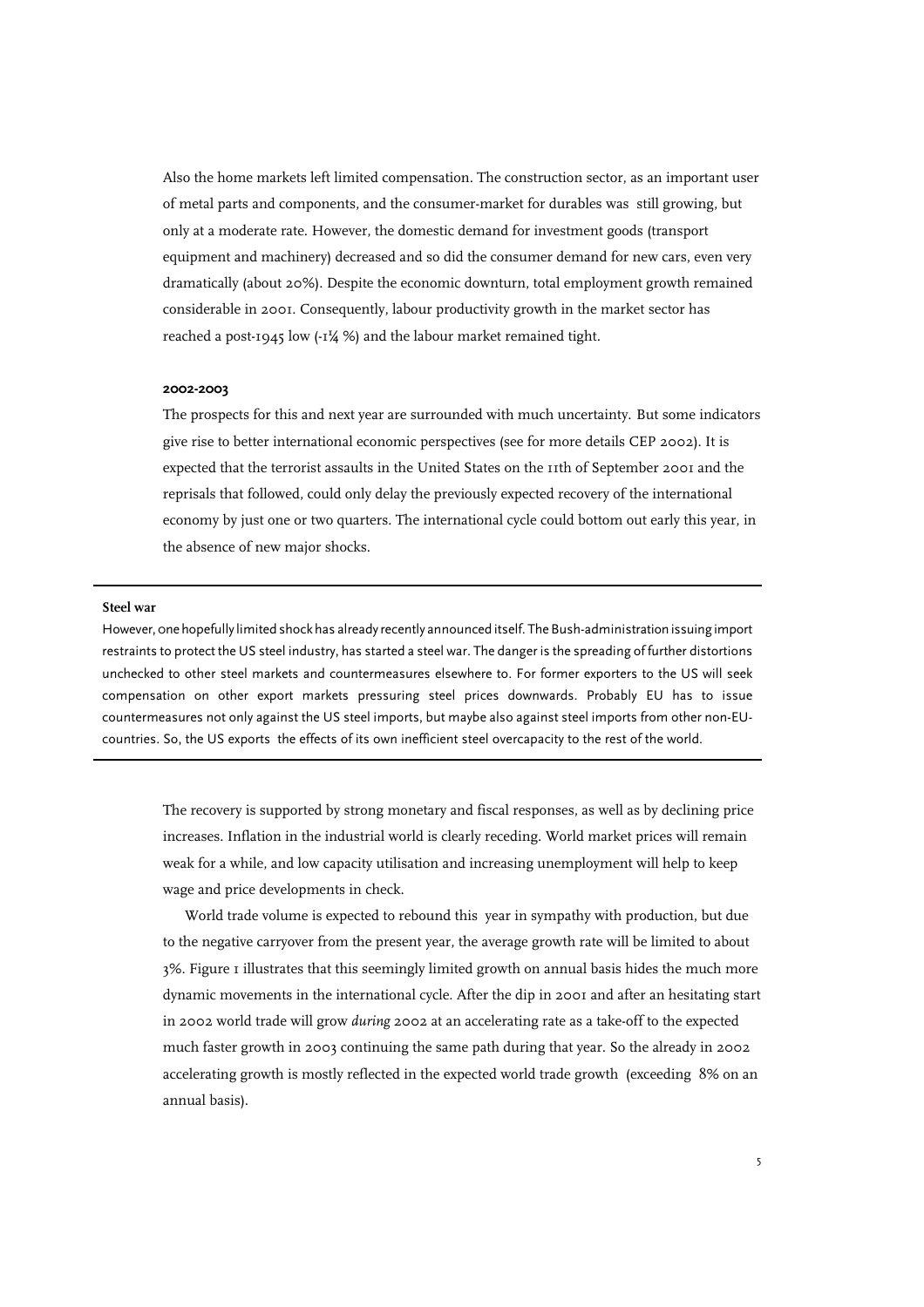Also the home markets left limited compensation. The construction sector, as an important user of metal parts and components, and the consumer-market for durables was still growing, but only at a moderate rate. However, the domestic demand for investment goods (transport equipment and machinery) decreased and so did the consumer demand for new cars, even very dramatically (about 20%). Despite the economic downturn, total employment growth remained considerable in 2001. Consequently, labour productivity growth in the market sector has reached a post-1945 low (-1¼ %) and the labour market remained tight.

#### 2002-2003

The prospects for this and next year are surrounded with much uncertainty. But some indicators give rise to better international economic perspectives (see for more details CEP 2002). It is expected that the terrorist assaults in the United States on the 11th of September 2001 and the reprisals that followed, could only delay the previously expected recovery of the international economy by just one or two quarters. The international cycle could bottom out early this year, in the absence of new major shocks.

---

**Steel war**

However, one hopefully limited shock has already recently announced itself. The Bush-administration issuing import restraints to protect the US steel industry, has started a steel war. The danger is the spreading of further distortions unchecked to other steel markets and countermeasures elsewhere to. For former exporters to the US will seek compensation on other export markets pressuring steel prices downwards. Probably EU has to issue countermeasures not only against the US steel imports, but maybe also against steel imports from other non-EU-countries. So, the US exports the effects of its own inefficient steel overcapacity to the rest of the world.

---

The recovery is supported by strong monetary and fiscal responses, as well as by declining price increases. Inflation in the industrial world is clearly receding. World market prices will remain weak for a while, and low capacity utilisation and increasing unemployment will help to keep wage and price developments in check.

World trade volume is expected to rebound this year in sympathy with production, but due to the negative carryover from the present year, the average growth rate will be limited to about 3%. Figure 1 illustrates that this seemingly limited growth on annual basis hides the much more dynamic movements in the international cycle. After the dip in 2001 and after an hesitating start in 2002 world trade will grow *during* 2002 at an accelerating rate as a take-off to the expected much faster growth in 2003 continuing the same path during that year. So the already in 2002 accelerating growth is mostly reflected in the expected world trade growth (exceeding 8% on an annual basis).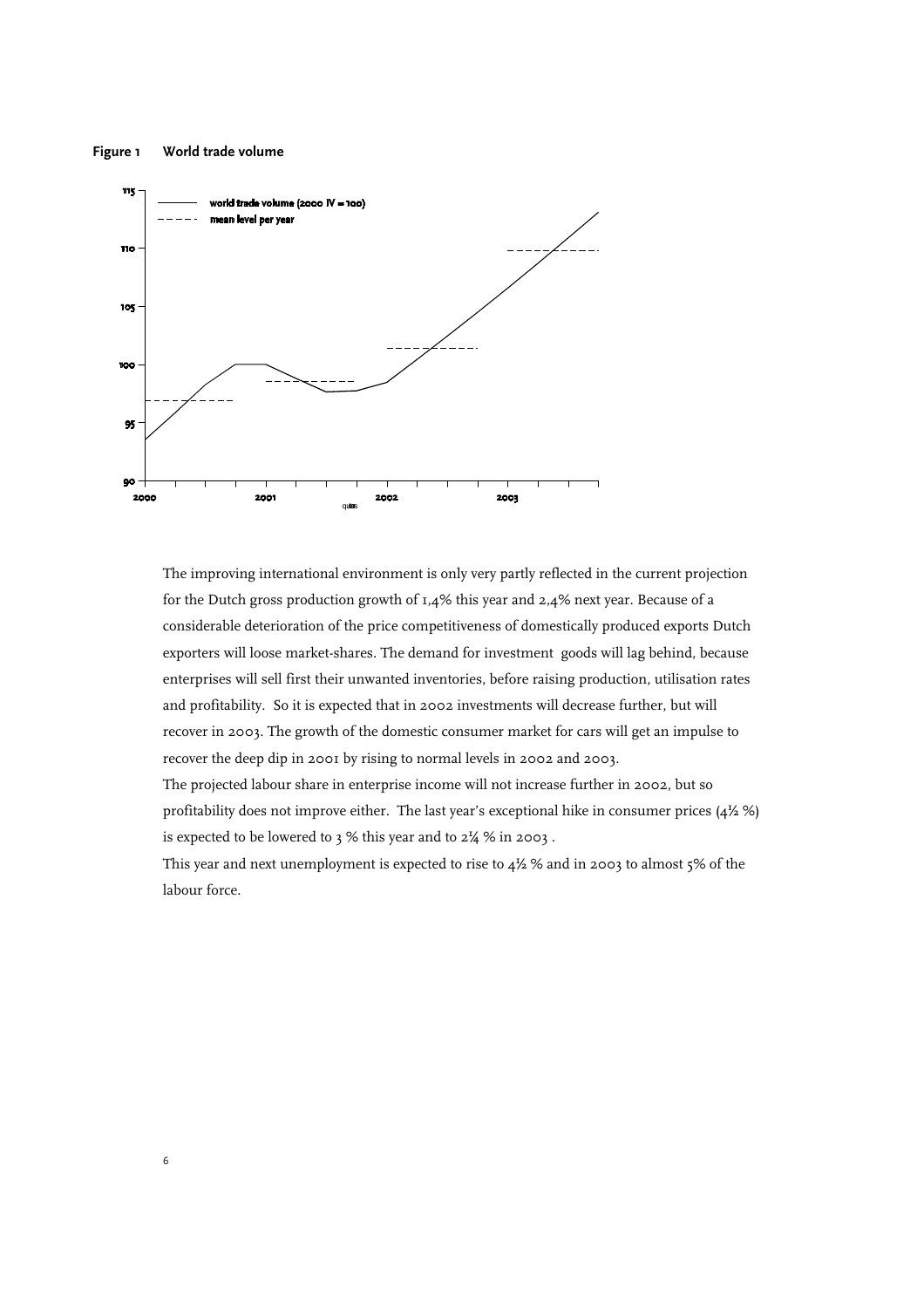**Figure 1 World trade volume**

The improving international environment is only very partly reflected in the current projection for the Dutch gross production growth of 1,4% this year and 2,4% next year. Because of a considerable deterioration of the price competitiveness of domestically produced exports Dutch exporters will loose market-shares. The demand for investment goods will lag behind, because enterprises will sell first their unwanted inventories, before raising production, utilisation rates and profitability. So it is expected that in 2002 investments will decrease further, but will recover in 2003. The growth of the domestic consumer market for cars will get an impulse to recover the deep dip in 2001 by rising to normal levels in 2002 and 2003.

The projected labour share in enterprise income will not increase further in 2002, but so profitability does not improve either. The last year's exceptional hike in consumer prices (4½ %) is expected to be lowered to 3 % this year and to 2¼ % in 2003 .

This year and next unemployment is expected to rise to 4½ % and in 2003 to almost 5% of the labour force.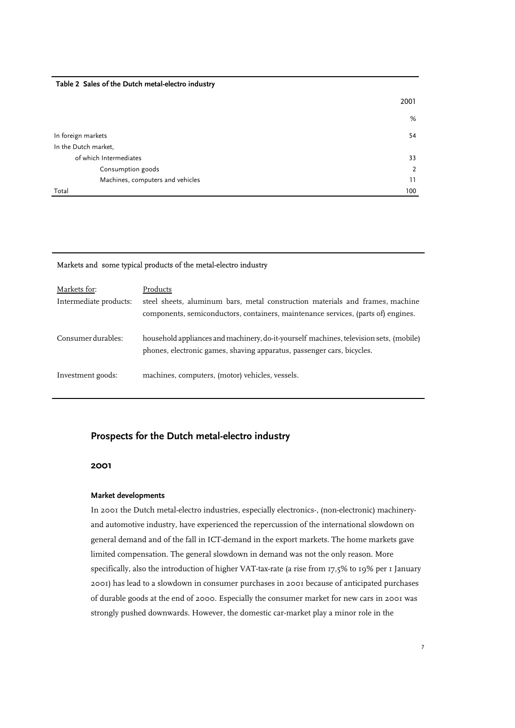**Table 2 Sales of the Dutch metal-electro industry**

| | 2001 |
|---|---|
| | % |
| In foreign markets | 54 |
| In the Dutch market, | |
| of which Intermediates | 33 |
| Consumption goods | 2 |
| Machines, computers and vehicles | 11 |
| Total | 100 |

Markets and some typical products of the metal-electro industry

| Markets for: | Products |
|---|---|
| Intermediate products: | steel sheets, aluminum bars, metal construction materials and frames, machine components, semiconductors, containers, maintenance services, (parts of) engines. |
| Consumer durables: | household appliances and machinery, do-it-yourself machines, television sets, (mobile) phones, electronic games, shaving apparatus, passenger cars, bicycles. |
| Investment goods: | machines, computers, (motor) vehicles, vessels. |

## Prospects for the Dutch metal-electro industry

### 2001

#### Market developments

In 2001 the Dutch metal-electro industries, especially electronics-, (non-electronic) machinery- and automotive industry, have experienced the repercussion of the international slowdown on general demand and of the fall in ICT-demand in the export markets. The home markets gave limited compensation. The general slowdown in demand was not the only reason. More specifically, also the introduction of higher VAT-tax-rate (a rise from 17,5% to 19% per 1 January 2001) has lead to a slowdown in consumer purchases in 2001 because of anticipated purchases of durable goods at the end of 2000. Especially the consumer market for new cars in 2001 was strongly pushed downwards. However, the domestic car-market play a minor role in the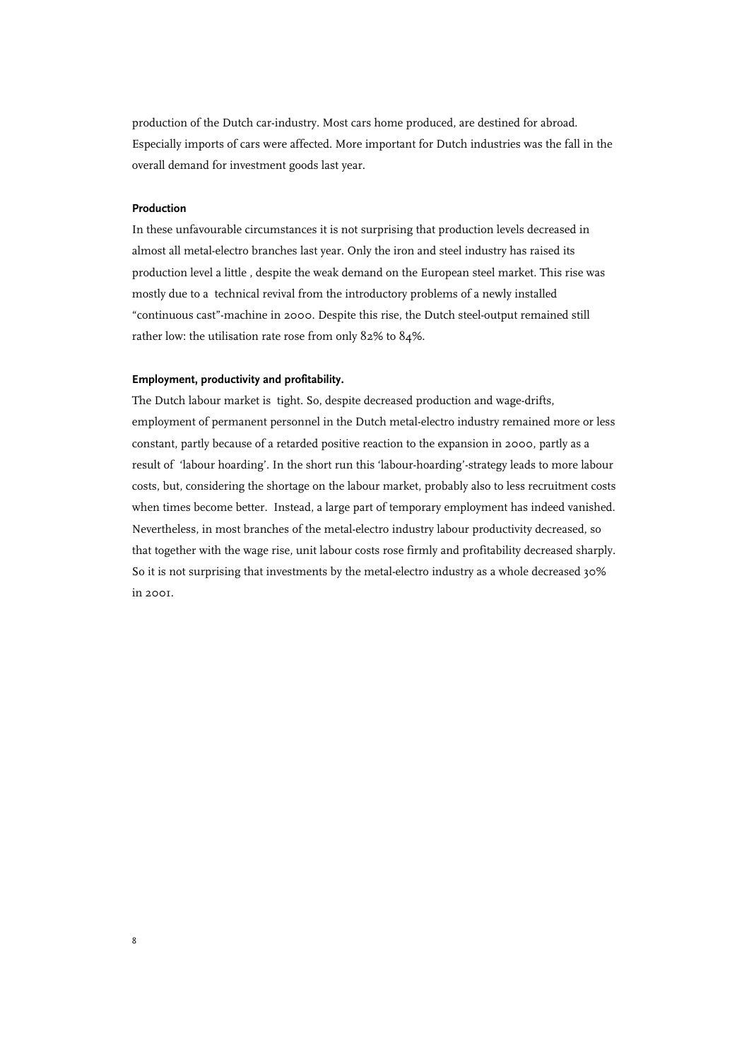production of the Dutch car-industry. Most cars home produced, are destined for abroad. Especially imports of cars were affected. More important for Dutch industries was the fall in the overall demand for investment goods last year.

**Production**

In these unfavourable circumstances it is not surprising that production levels decreased in almost all metal-electro branches last year. Only the iron and steel industry has raised its production level a little , despite the weak demand on the European steel market. This rise was mostly due to a technical revival from the introductory problems of a newly installed "continuous cast"-machine in 2000. Despite this rise, the Dutch steel-output remained still rather low: the utilisation rate rose from only 82% to 84%.

**Employment, productivity and profitability.**

The Dutch labour market is tight. So, despite decreased production and wage-drifts, employment of permanent personnel in the Dutch metal-electro industry remained more or less constant, partly because of a retarded positive reaction to the expansion in 2000, partly as a result of 'labour hoarding'. In the short run this 'labour-hoarding'-strategy leads to more labour costs, but, considering the shortage on the labour market, probably also to less recruitment costs when times become better. Instead, a large part of temporary employment has indeed vanished. Nevertheless, in most branches of the metal-electro industry labour productivity decreased, so that together with the wage rise, unit labour costs rose firmly and profitability decreased sharply. So it is not surprising that investments by the metal-electro industry as a whole decreased 30% in 2001.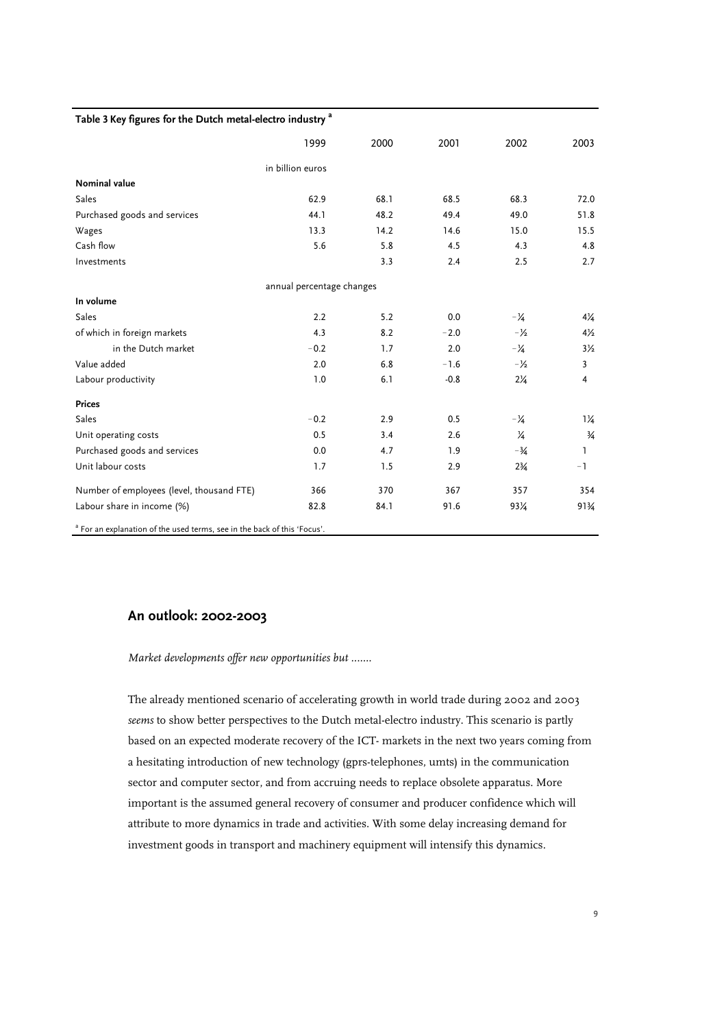**Table 3 Key figures for the Dutch metal-electro industry [a]**

| | 1999 | 2000 | 2001 | 2002 | 2003 |
|---|---|---|---|---|---|
| | in billion euros | | | | |
| **Nominal value** | | | | | |
| Sales | 62.9 | 68.1 | 68.5 | 68.3 | 72.0 |
| Purchased goods and services | 44.1 | 48.2 | 49.4 | 49.0 | 51.8 |
| Wages | 13.3 | 14.2 | 14.6 | 15.0 | 15.5 |
| Cash flow | 5.6 | 5.8 | 4.5 | 4.3 | 4.8 |
| Investments | | 3.3 | 2.4 | 2.5 | 2.7 |
| | annual percentage changes | | | | |
| **In volume** | | | | | |
| Sales | 2.2 | 5.2 | 0.0 | −¼ | 4¼ |
| of which in foreign markets | 4.3 | 8.2 | −2.0 | −½ | 4½ |
| in the Dutch market | −0.2 | 1.7 | 2.0 | −¼ | 3½ |
| Value added | 2.0 | 6.8 | −1.6 | −½ | 3 |
| Labour productivity | 1.0 | 6.1 | -0.8 | 2¼ | 4 |
| **Prices** | | | | | |
| Sales | −0.2 | 2.9 | 0.5 | −¼ | 1¼ |
| Unit operating costs | 0.5 | 3.4 | 2.6 | ¼ | ¾ |
| Purchased goods and services | 0.0 | 4.7 | 1.9 | −¾ | 1 |
| Unit labour costs | 1.7 | 1.5 | 2.9 | 2¾ | −1 |
| Number of employees (level, thousand FTE) | 366 | 370 | 367 | 357 | 354 |
| Labour share in income (%) | 82.8 | 84.1 | 91.6 | 93¼ | 91¾ |

[a] For an explanation of the used terms, see in the back of this 'Focus'.

## An outlook: 2002-2003

*Market developments offer new opportunities but .......*

The already mentioned scenario of accelerating growth in world trade during 2002 and 2003 *seems* to show better perspectives to the Dutch metal-electro industry. This scenario is partly based on an expected moderate recovery of the ICT- markets in the next two years coming from a hesitating introduction of new technology (gprs-telephones, umts) in the communication sector and computer sector, and from accruing needs to replace obsolete apparatus. More important is the assumed general recovery of consumer and producer confidence which will attribute to more dynamics in trade and activities. With some delay increasing demand for investment goods in transport and machinery equipment will intensify this dynamics.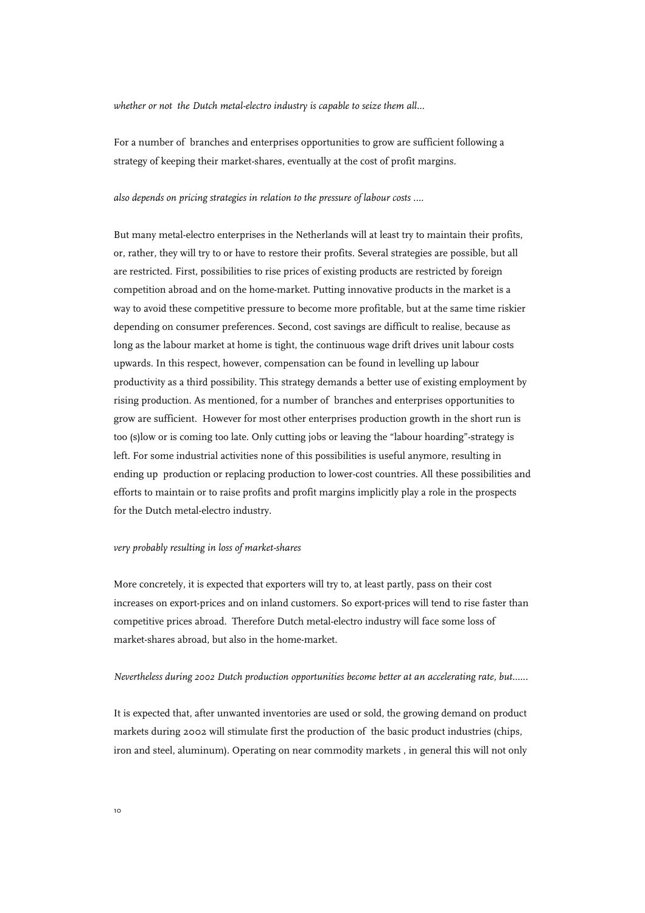*whether or not the Dutch metal-electro industry is capable to seize them all...*

For a number of branches and enterprises opportunities to grow are sufficient following a strategy of keeping their market-shares, eventually at the cost of profit margins.

*also depends on pricing strategies in relation to the pressure of labour costs ....*

But many metal-electro enterprises in the Netherlands will at least try to maintain their profits, or, rather, they will try to or have to restore their profits. Several strategies are possible, but all are restricted. First, possibilities to rise prices of existing products are restricted by foreign competition abroad and on the home-market. Putting innovative products in the market is a way to avoid these competitive pressure to become more profitable, but at the same time riskier depending on consumer preferences. Second, cost savings are difficult to realise, because as long as the labour market at home is tight, the continuous wage drift drives unit labour costs upwards. In this respect, however, compensation can be found in levelling up labour productivity as a third possibility. This strategy demands a better use of existing employment by rising production. As mentioned, for a number of branches and enterprises opportunities to grow are sufficient. However for most other enterprises production growth in the short run is too (s)low or is coming too late. Only cutting jobs or leaving the "labour hoarding"-strategy is left. For some industrial activities none of this possibilities is useful anymore, resulting in ending up production or replacing production to lower-cost countries. All these possibilities and efforts to maintain or to raise profits and profit margins implicitly play a role in the prospects for the Dutch metal-electro industry.

*very probably resulting in loss of market-shares*

More concretely, it is expected that exporters will try to, at least partly, pass on their cost increases on export-prices and on inland customers. So export-prices will tend to rise faster than competitive prices abroad. Therefore Dutch metal-electro industry will face some loss of market-shares abroad, but also in the home-market.

*Nevertheless during 2002 Dutch production opportunities become better at an accelerating rate, but......*

It is expected that, after unwanted inventories are used or sold, the growing demand on product markets during 2002 will stimulate first the production of the basic product industries (chips, iron and steel, aluminum). Operating on near commodity markets , in general this will not only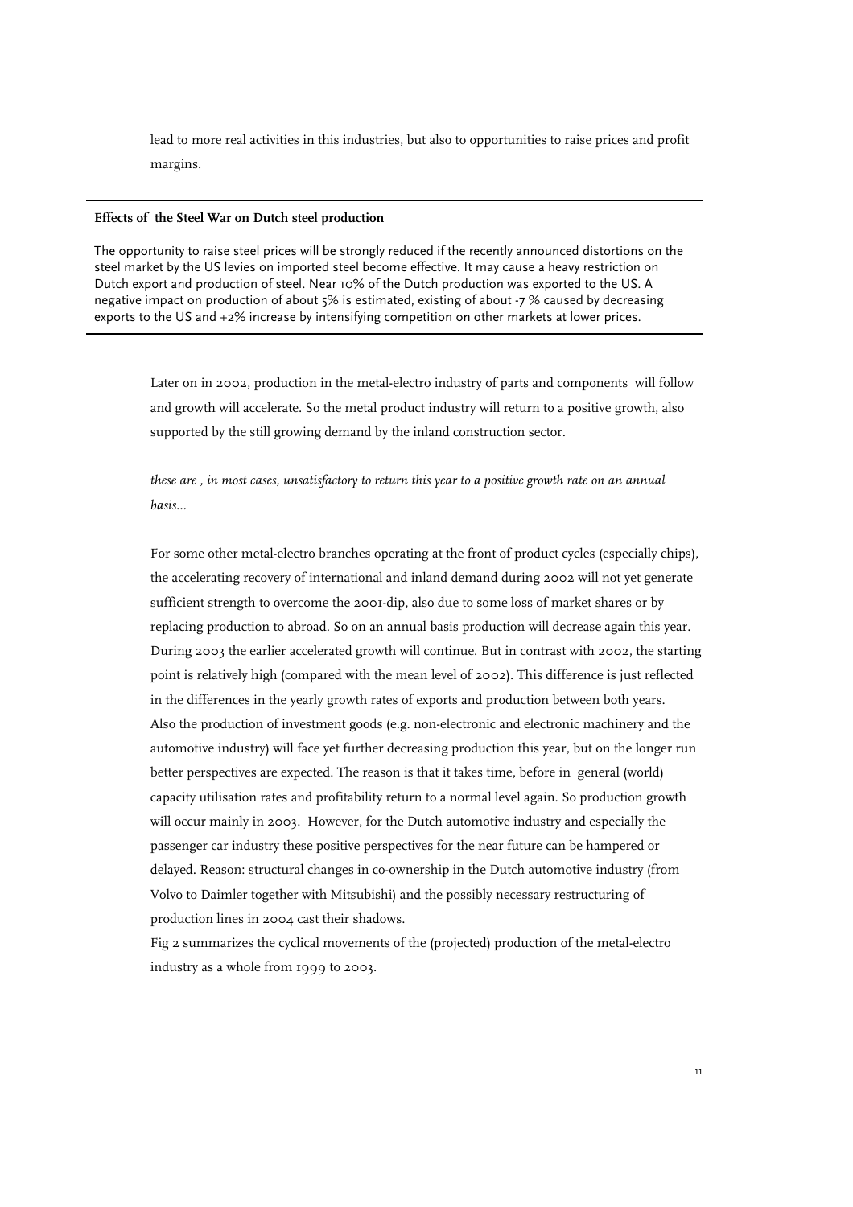lead to more real activities in this industries, but also to opportunities to raise prices and profit margins.

---

**Effects of the Steel War on Dutch steel production**

The opportunity to raise steel prices will be strongly reduced if the recently announced distortions on the steel market by the US levies on imported steel become effective. It may cause a heavy restriction on Dutch export and production of steel. Near 10% of the Dutch production was exported to the US. A negative impact on production of about 5% is estimated, existing of about -7 % caused by decreasing exports to the US and +2% increase by intensifying competition on other markets at lower prices.

---

Later on in 2002, production in the metal-electro industry of parts and components will follow and growth will accelerate. So the metal product industry will return to a positive growth, also supported by the still growing demand by the inland construction sector.

*these are , in most cases, unsatisfactory to return this year to a positive growth rate on an annual basis...*

For some other metal-electro branches operating at the front of product cycles (especially chips), the accelerating recovery of international and inland demand during 2002 will not yet generate sufficient strength to overcome the 2001-dip, also due to some loss of market shares or by replacing production to abroad. So on an annual basis production will decrease again this year. During 2003 the earlier accelerated growth will continue. But in contrast with 2002, the starting point is relatively high (compared with the mean level of 2002). This difference is just reflected in the differences in the yearly growth rates of exports and production between both years. Also the production of investment goods (e.g. non-electronic and electronic machinery and the automotive industry) will face yet further decreasing production this year, but on the longer run better perspectives are expected. The reason is that it takes time, before in general (world) capacity utilisation rates and profitability return to a normal level again. So production growth will occur mainly in 2003. However, for the Dutch automotive industry and especially the passenger car industry these positive perspectives for the near future can be hampered or delayed. Reason: structural changes in co-ownership in the Dutch automotive industry (from Volvo to Daimler together with Mitsubishi) and the possibly necessary restructuring of production lines in 2004 cast their shadows.
Fig 2 summarizes the cyclical movements of the (projected) production of the metal-electro industry as a whole from 1999 to 2003.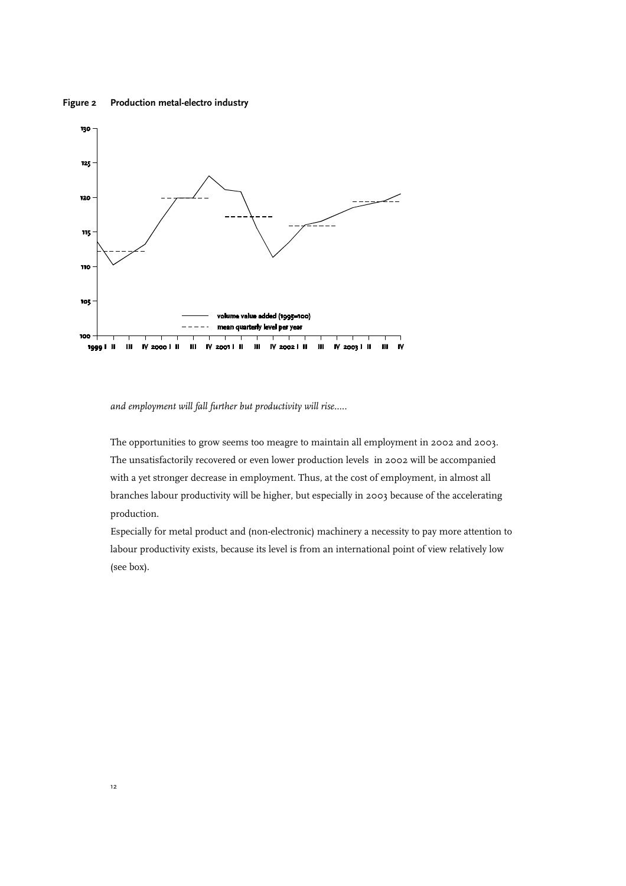**Figure 2 Production metal-electro industry**

*and employment will fall further but productivity will rise.....*

The opportunities to grow seems too meagre to maintain all employment in 2002 and 2003. The unsatisfactorily recovered or even lower production levels in 2002 will be accompanied with a yet stronger decrease in employment. Thus, at the cost of employment, in almost all branches labour productivity will be higher, but especially in 2003 because of the accelerating production.

Especially for metal product and (non-electronic) machinery a necessity to pay more attention to labour productivity exists, because its level is from an international point of view relatively low (see box).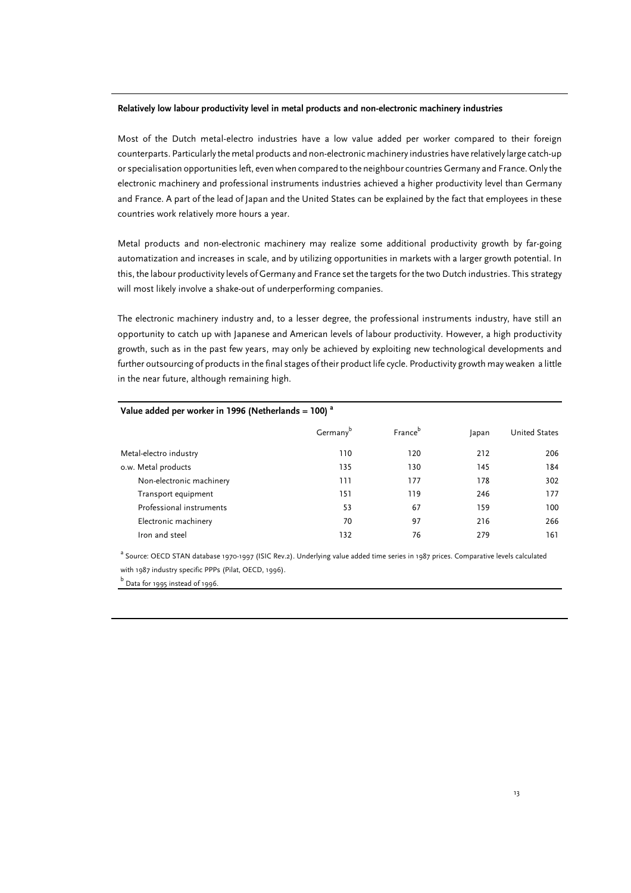**Relatively low labour productivity level in metal products and non-electronic machinery industries**

Most of the Dutch metal-electro industries have a low value added per worker compared to their foreign counterparts. Particularly the metal products and non-electronic machinery industries have relatively large catch-up or specialisation opportunities left, even when compared to the neighbour countries Germany and France. Only the electronic machinery and professional instruments industries achieved a higher productivity level than Germany and France. A part of the lead of Japan and the United States can be explained by the fact that employees in these countries work relatively more hours a year.

Metal products and non-electronic machinery may realize some additional productivity growth by far-going automatization and increases in scale, and by utilizing opportunities in markets with a larger growth potential. In this, the labour productivity levels of Germany and France set the targets for the two Dutch industries. This strategy will most likely involve a shake-out of underperforming companies.

The electronic machinery industry and, to a lesser degree, the professional instruments industry, have still an opportunity to catch up with Japanese and American levels of labour productivity. However, a high productivity growth, such as in the past few years, may only be achieved by exploiting new technological developments and further outsourcing of products in the final stages of their product life cycle. Productivity growth may weaken a little in the near future, although remaining high.

**Value added per worker in 1996 (Netherlands = 100) [a]**

| | Germany[b] | France[b] | Japan | United States |
|---|---|---|---|---|
| Metal-electro industry | 110 | 120 | 212 | 206 |
| o.w. Metal products | 135 | 130 | 145 | 184 |
| Non-electronic machinery | 111 | 177 | 178 | 302 |
| Transport equipment | 151 | 119 | 246 | 177 |
| Professional instruments | 53 | 67 | 159 | 100 |
| Electronic machinery | 70 | 97 | 216 | 266 |
| Iron and steel | 132 | 76 | 279 | 161 |

[a] Source: OECD STAN database 1970-1997 (ISIC Rev.2). Underlying value added time series in 1987 prices. Comparative levels calculated with 1987 industry specific PPPs (Pilat, OECD, 1996).

[b] Data for 1995 instead of 1996.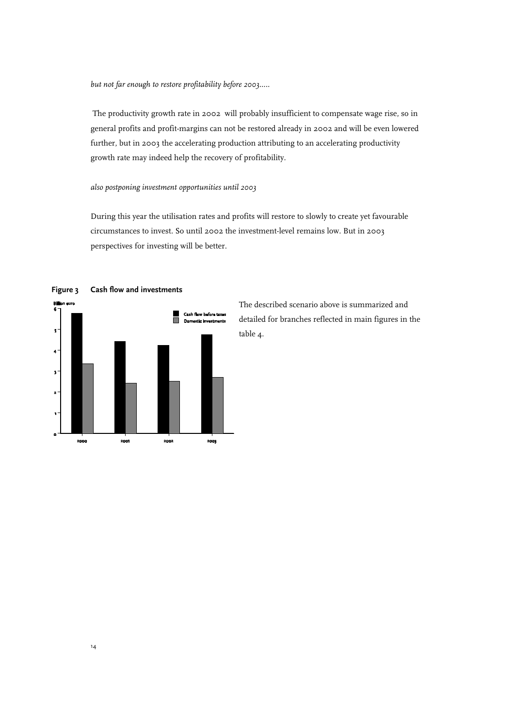*but not far enough to restore profitability before 2003.....*

The productivity growth rate in 2002 will probably insufficient to compensate wage rise, so in general profits and profit-margins can not be restored already in 2002 and will be even lowered further, but in 2003 the accelerating production attributing to an accelerating productivity growth rate may indeed help the recovery of profitability.

*also postponing investment opportunities until 2003*

During this year the utilisation rates and profits will restore to slowly to create yet favourable circumstances to invest. So until 2002 the investment-level remains low. But in 2003 perspectives for investing will be better.

**Figure 3 Cash flow and investments**

The described scenario above is summarized and detailed for branches reflected in main figures in the table 4.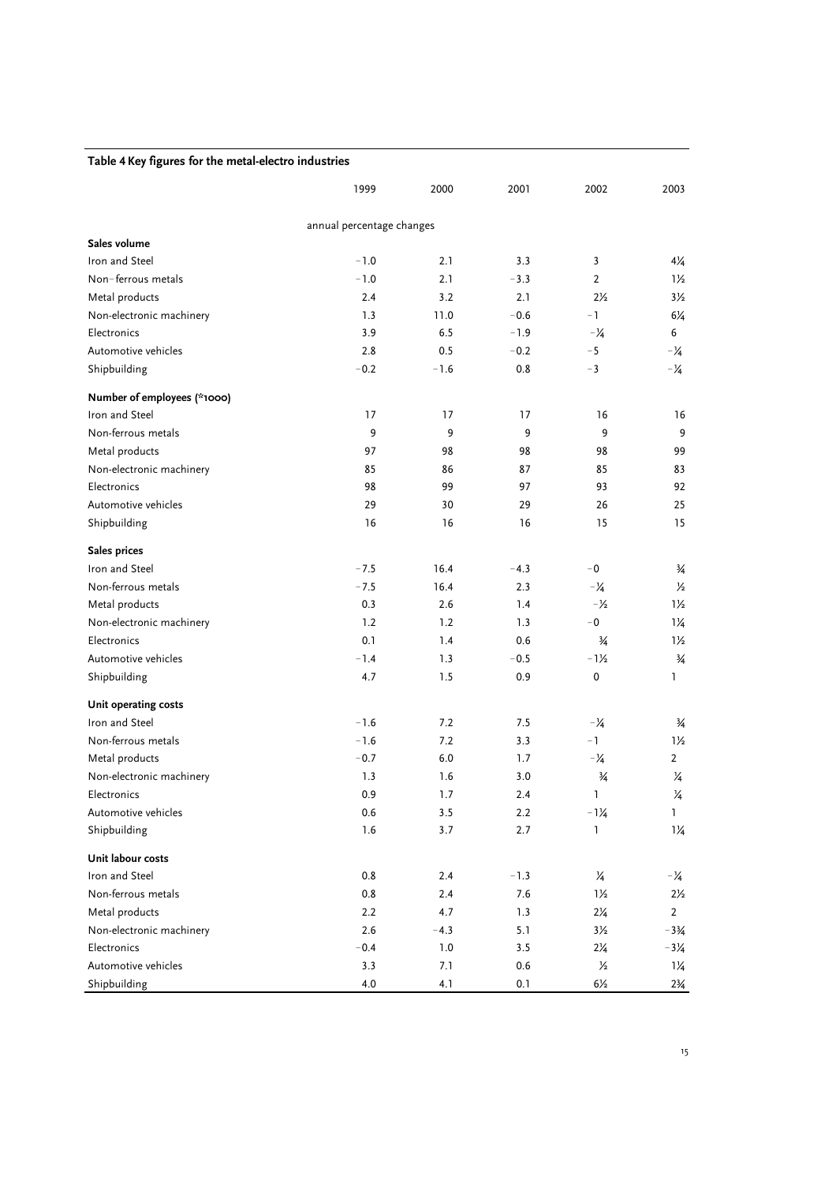**Table 4 Key figures for the metal-electro industries**

| | 1999 | 2000 | 2001 | 2002 | 2003 |
|---|---|---|---|---|---|
| | annual percentage changes | | | | |
| **Sales volume** | | | | | |
| Iron and Steel | −1.0 | 2.1 | 3.3 | 3 | 4¼ |
| Non-ferrous metals | −1.0 | 2.1 | −3.3 | 2 | 1½ |
| Metal products | 2.4 | 3.2 | 2.1 | 2½ | 3½ |
| Non-electronic machinery | 1.3 | 11.0 | −0.6 | −1 | 6¼ |
| Electronics | 3.9 | 6.5 | −1.9 | −¼ | 6 |
| Automotive vehicles | 2.8 | 0.5 | −0.2 | −5 | −¼ |
| Shipbuilding | −0.2 | −1.6 | 0.8 | −3 | −¼ |
| **Number of employees (*1000)** | | | | | |
| Iron and Steel | 17 | 17 | 17 | 16 | 16 |
| Non-ferrous metals | 9 | 9 | 9 | 9 | 9 |
| Metal products | 97 | 98 | 98 | 98 | 99 |
| Non-electronic machinery | 85 | 86 | 87 | 85 | 83 |
| Electronics | 98 | 99 | 97 | 93 | 92 |
| Automotive vehicles | 29 | 30 | 29 | 26 | 25 |
| Shipbuilding | 16 | 16 | 16 | 15 | 15 |
| **Sales prices** | | | | | |
| Iron and Steel | −7.5 | 16.4 | −4.3 | −0 | ¾ |
| Non-ferrous metals | −7.5 | 16.4 | 2.3 | −¼ | ½ |
| Metal products | 0.3 | 2.6 | 1.4 | −½ | 1½ |
| Non-electronic machinery | 1.2 | 1.2 | 1.3 | −0 | 1¼ |
| Electronics | 0.1 | 1.4 | 0.6 | ¾ | 1½ |
| Automotive vehicles | −1.4 | 1.3 | −0.5 | −1½ | ¾ |
| Shipbuilding | 4.7 | 1.5 | 0.9 | 0 | 1 |
| **Unit operating costs** | | | | | |
| Iron and Steel | −1.6 | 7.2 | 7.5 | −¼ | ¾ |
| Non-ferrous metals | −1.6 | 7.2 | 3.3 | −1 | 1½ |
| Metal products | −0.7 | 6.0 | 1.7 | −¼ | 2 |
| Non-electronic machinery | 1.3 | 1.6 | 3.0 | ¾ | ¼ |
| Electronics | 0.9 | 1.7 | 2.4 | 1 | ¼ |
| Automotive vehicles | 0.6 | 3.5 | 2.2 | −1¼ | 1 |
| Shipbuilding | 1.6 | 3.7 | 2.7 | 1 | 1¼ |
| **Unit labour costs** | | | | | |
| Iron and Steel | 0.8 | 2.4 | −1.3 | ¼ | −¼ |
| Non-ferrous metals | 0.8 | 2.4 | 7.6 | 1½ | 2½ |
| Metal products | 2.2 | 4.7 | 1.3 | 2¼ | 2 |
| Non-electronic machinery | 2.6 | −4.3 | 5.1 | 3½ | −3¾ |
| Electronics | −0.4 | 1.0 | 3.5 | 2¼ | −3¼ |
| Automotive vehicles | 3.3 | 7.1 | 0.6 | ½ | 1¼ |
| Shipbuilding | 4.0 | 4.1 | 0.1 | 6½ | 2¾ |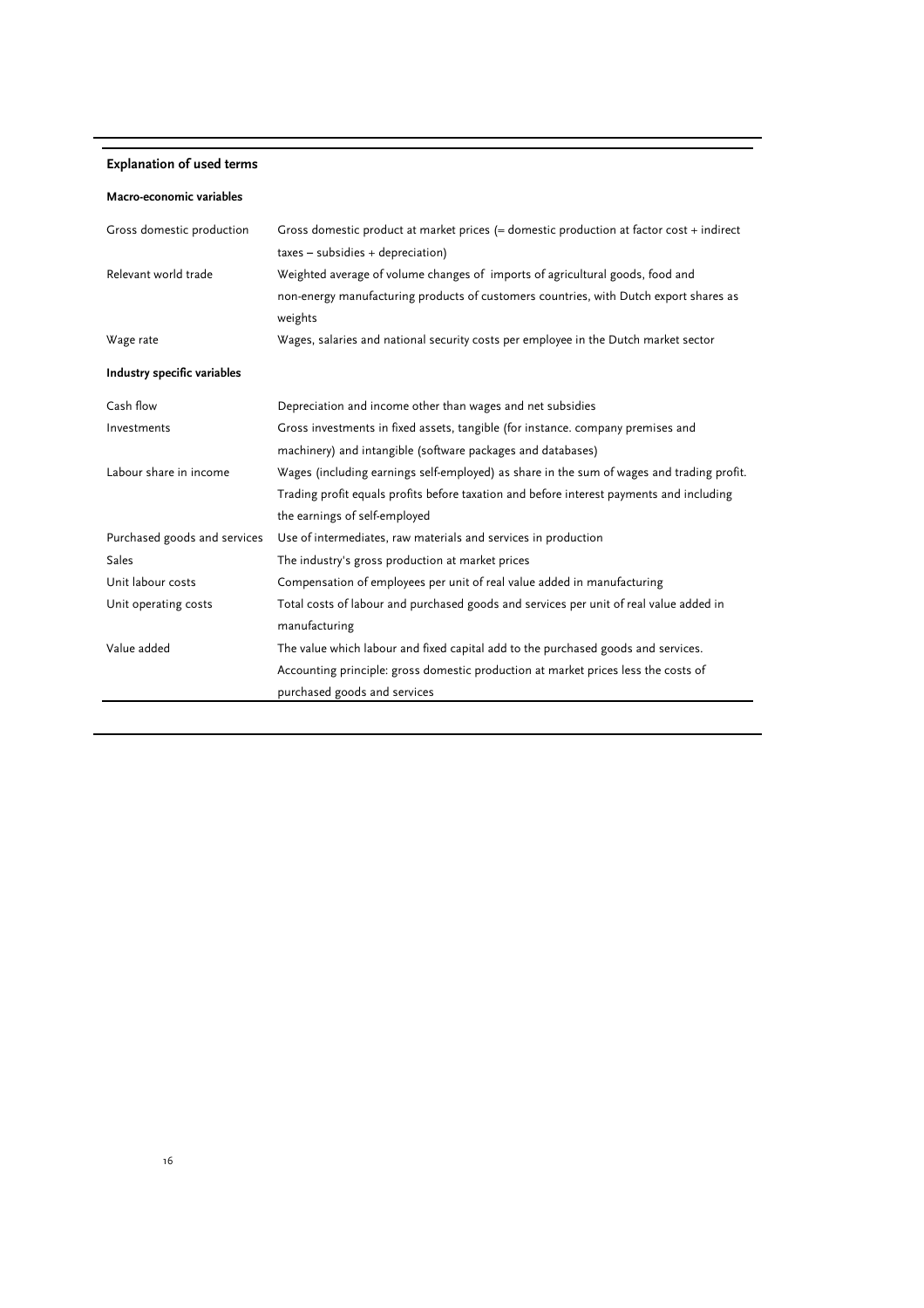## Explanation of used terms

### Macro-economic variables

| | |
|---|---|
| Gross domestic production | Gross domestic product at market prices (= domestic production at factor cost + indirect taxes – subsidies + depreciation) |
| Relevant world trade | Weighted average of volume changes of imports of agricultural goods, food and non-energy manufacturing products of customers countries, with Dutch export shares as weights |
| Wage rate | Wages, salaries and national security costs per employee in the Dutch market sector |

### Industry specific variables

| | |
|---|---|
| Cash flow | Depreciation and income other than wages and net subsidies |
| Investments | Gross investments in fixed assets, tangible (for instance. company premises and machinery) and intangible (software packages and databases) |
| Labour share in income | Wages (including earnings self-employed) as share in the sum of wages and trading profit. Trading profit equals profits before taxation and before interest payments and including the earnings of self-employed |
| Purchased goods and services | Use of intermediates, raw materials and services in production |
| Sales | The industry's gross production at market prices |
| Unit labour costs | Compensation of employees per unit of real value added in manufacturing |
| Unit operating costs | Total costs of labour and purchased goods and services per unit of real value added in manufacturing |
| Value added | The value which labour and fixed capital add to the purchased goods and services. Accounting principle: gross domestic production at market prices less the costs of purchased goods and services |